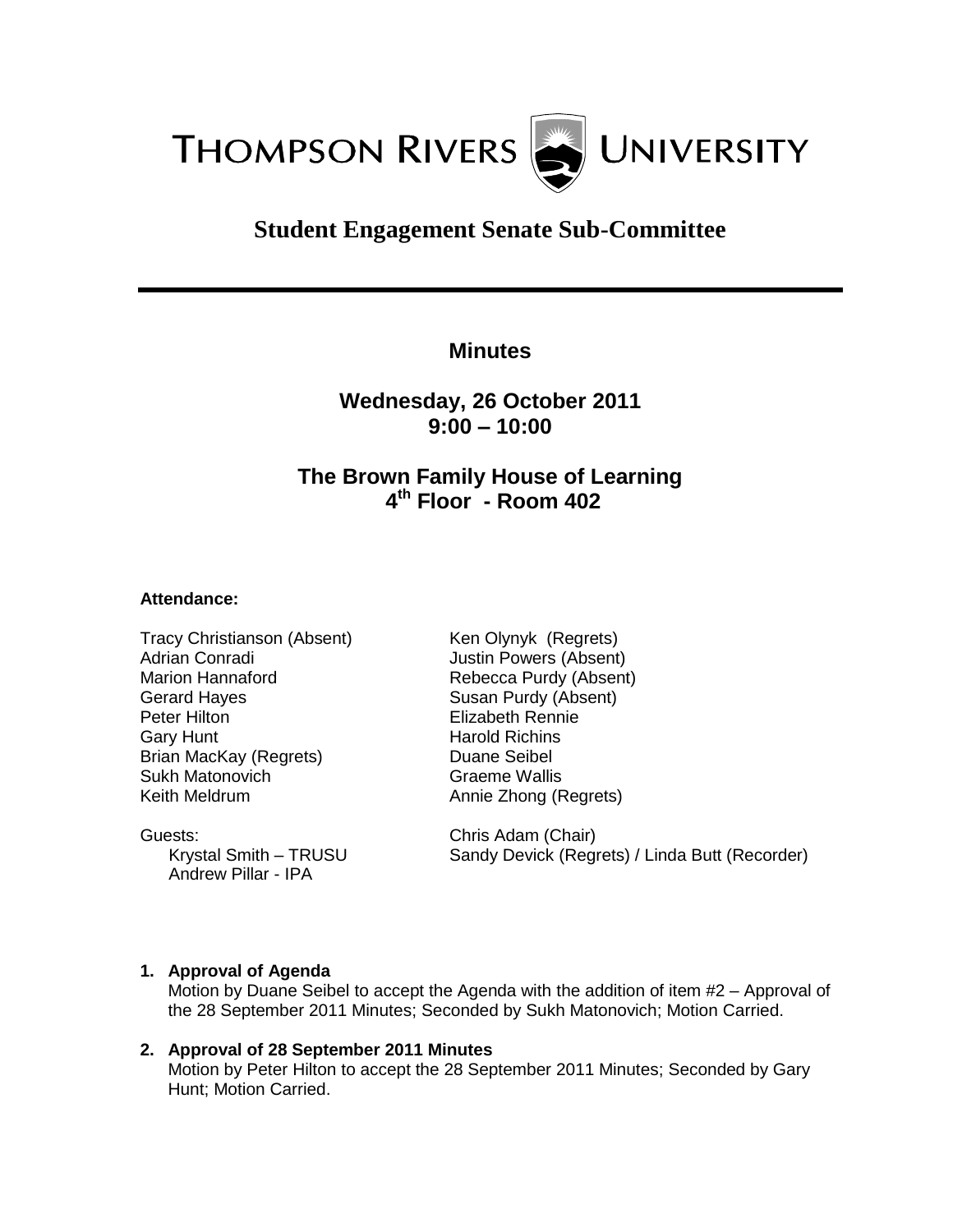# THOMPSON RIVERS UNIVERSITY

## Student Engagement Senate Sub-Committee

### Minutes

### Wednesday, 26 October 2011
### 9:00 – 10:00

### The Brown Family House of Learning
### 4th Floor - Room 402

**Attendance:**

Tracy Christianson (Absent)
Adrian Conradi
Marion Hannaford
Gerard Hayes
Peter Hilton
Gary Hunt
Brian MacKay (Regrets)
Sukh Matonovich
Keith Meldrum
Ken Olynyk (Regrets)
Justin Powers (Absent)
Rebecca Purdy (Absent)
Susan Purdy (Absent)
Elizabeth Rennie
Harold Richins
Duane Seibel
Graeme Wallis
Annie Zhong (Regrets)

Guests:
Krystal Smith – TRUSU
Andrew Pillar - IPA

Chris Adam (Chair)
Sandy Devick (Regrets) / Linda Butt (Recorder)

1. **Approval of Agenda**
   Motion by Duane Seibel to accept the Agenda with the addition of item #2 – Approval of the 28 September 2011 Minutes; Seconded by Sukh Matonovich; Motion Carried.

2. **Approval of 28 September 2011 Minutes**
   Motion by Peter Hilton to accept the 28 September 2011 Minutes; Seconded by Gary Hunt; Motion Carried.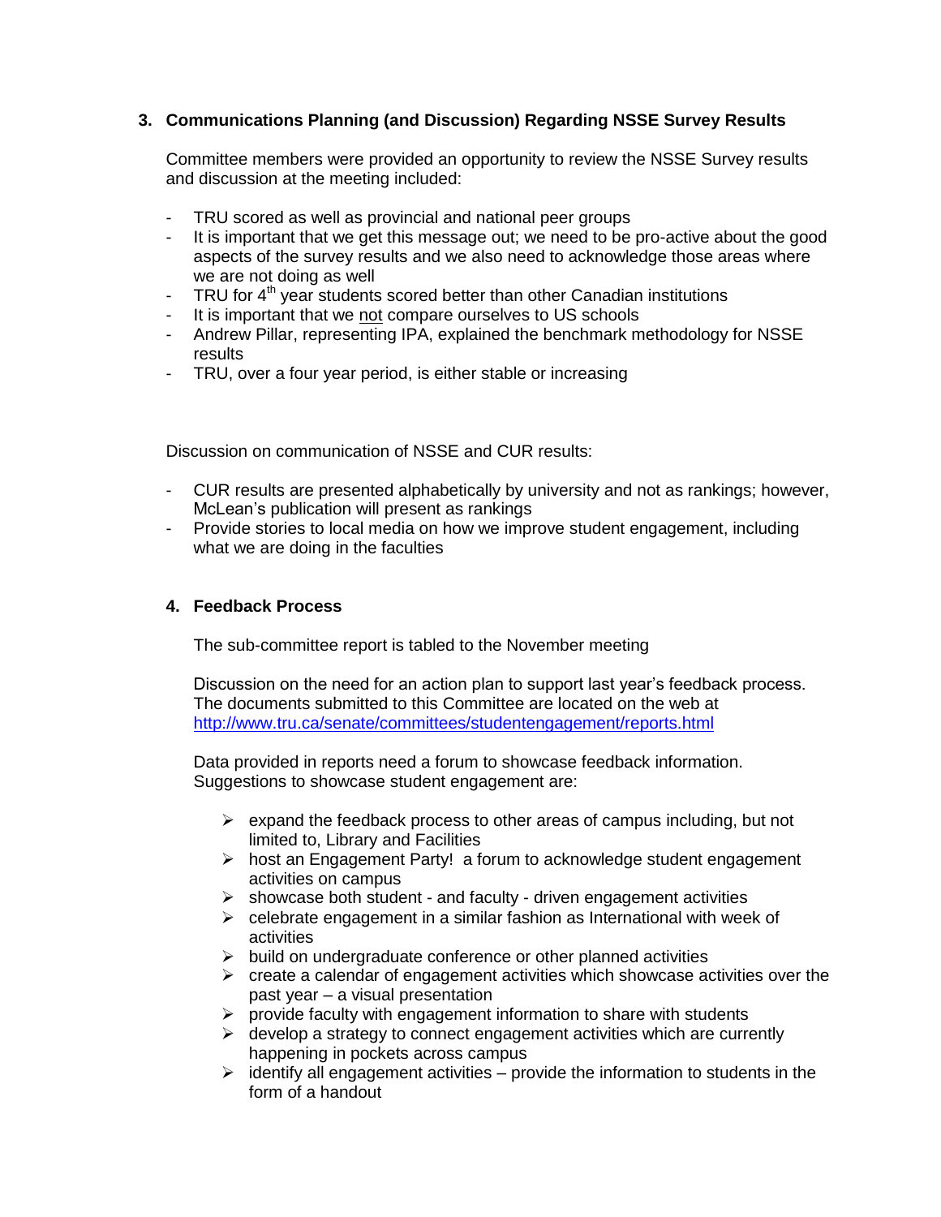## 3. Communications Planning (and Discussion) Regarding NSSE Survey Results

Committee members were provided an opportunity to review the NSSE Survey results and discussion at the meeting included:

- TRU scored as well as provincial and national peer groups
- It is important that we get this message out; we need to be pro-active about the good aspects of the survey results and we also need to acknowledge those areas where we are not doing as well
- TRU for 4th year students scored better than other Canadian institutions
- It is important that we not compare ourselves to US schools
- Andrew Pillar, representing IPA, explained the benchmark methodology for NSSE results
- TRU, over a four year period, is either stable or increasing

Discussion on communication of NSSE and CUR results:

- CUR results are presented alphabetically by university and not as rankings; however, McLean's publication will present as rankings
- Provide stories to local media on how we improve student engagement, including what we are doing in the faculties

## 4. Feedback Process

The sub-committee report is tabled to the November meeting

Discussion on the need for an action plan to support last year's feedback process. The documents submitted to this Committee are located on the web at http://www.tru.ca/senate/committees/studentengagement/reports.html

Data provided in reports need a forum to showcase feedback information. Suggestions to showcase student engagement are:

- expand the feedback process to other areas of campus including, but not limited to, Library and Facilities
- host an Engagement Party! a forum to acknowledge student engagement activities on campus
- showcase both student - and faculty - driven engagement activities
- celebrate engagement in a similar fashion as International with week of activities
- build on undergraduate conference or other planned activities
- create a calendar of engagement activities which showcase activities over the past year – a visual presentation
- provide faculty with engagement information to share with students
- develop a strategy to connect engagement activities which are currently happening in pockets across campus
- identify all engagement activities – provide the information to students in the form of a handout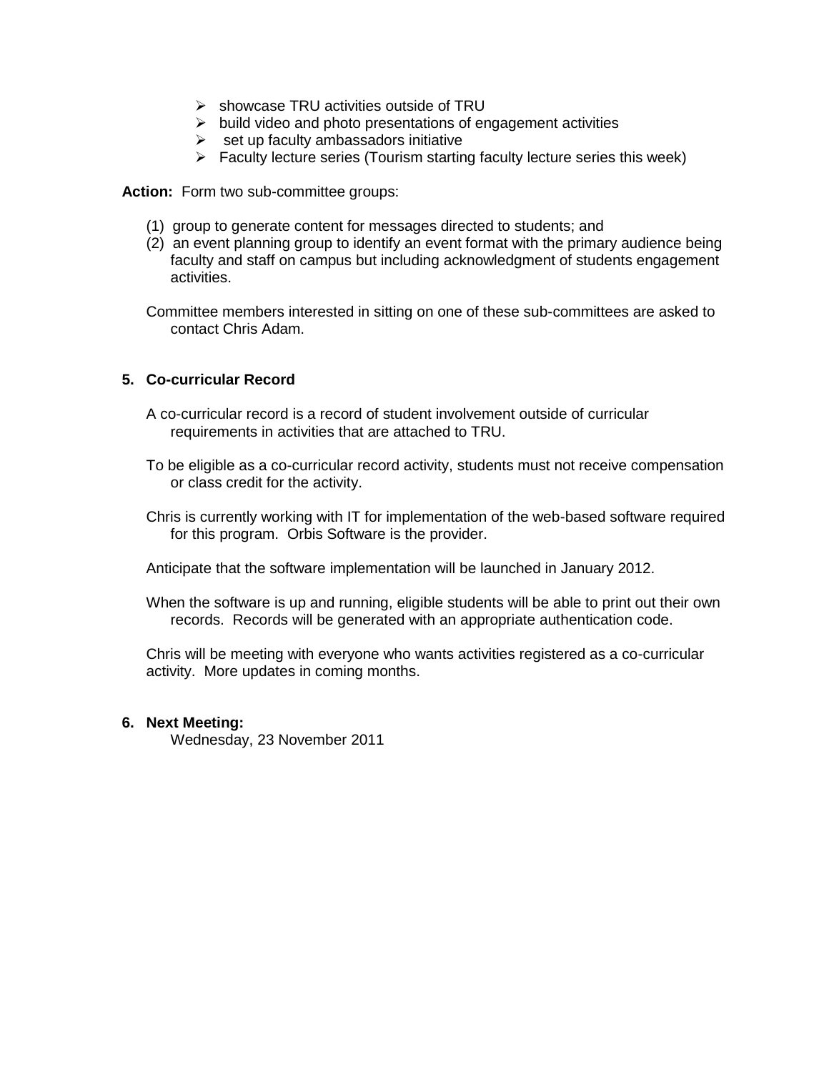- showcase TRU activities outside of TRU
- build video and photo presentations of engagement activities
- set up faculty ambassadors initiative
- Faculty lecture series (Tourism starting faculty lecture series this week)

**Action:** Form two sub-committee groups:

(1) group to generate content for messages directed to students; and
(2) an event planning group to identify an event format with the primary audience being faculty and staff on campus but including acknowledgment of students engagement activities.

Committee members interested in sitting on one of these sub-committees are asked to contact Chris Adam.

**5. Co-curricular Record**

A co-curricular record is a record of student involvement outside of curricular requirements in activities that are attached to TRU.

To be eligible as a co-curricular record activity, students must not receive compensation or class credit for the activity.

Chris is currently working with IT for implementation of the web-based software required for this program. Orbis Software is the provider.

Anticipate that the software implementation will be launched in January 2012.

When the software is up and running, eligible students will be able to print out their own records. Records will be generated with an appropriate authentication code.

Chris will be meeting with everyone who wants activities registered as a co-curricular activity. More updates in coming months.

**6. Next Meeting:**
Wednesday, 23 November 2011